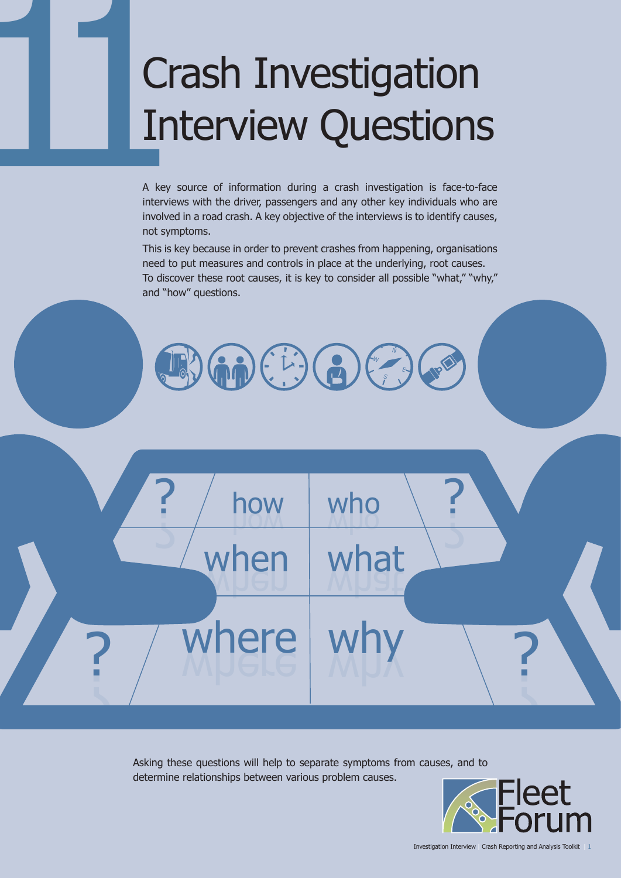# 11 Crash Investigation Interview Questions

A key source of information during a crash investigation is face-to-face interviews with the driver, passengers and any other key individuals who are involved in a road crash. A key objective of the interviews is to identify causes, not symptoms.

This is key because in order to prevent crashes from happening, organisations need to put measures and controls in place at the underlying, root causes. To discover these root causes, it is key to consider all possible "what," "why," and "how" questions.

how who when what where why

Asking these questions will help to separate symptoms from causes, and to determine relationships between various problem causes.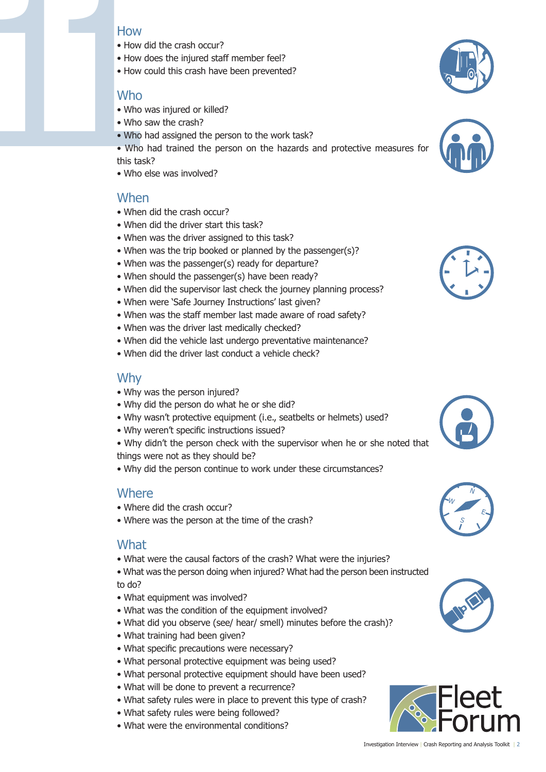## How

- How did the crash occur?
- How does the injured staff member feel?
- How could this crash have been prevented?

## Who

- Who was injured or killed?
- Who saw the crash?
- Who had assigned the person to the work task?
- Who had trained the person on the hazards and protective measures for this task?
- Who else was involved?

## When

- When did the crash occur?
- When did the driver start this task?
- When was the driver assigned to this task?
- When was the trip booked or planned by the passenger(s)?
- When was the passenger(s) ready for departure?
- When should the passenger(s) have been ready?
- When did the supervisor last check the journey planning process?
- When were 'Safe Journey Instructions' last given?
- When was the staff member last made aware of road safety?
- When was the driver last medically checked?
- When did the vehicle last undergo preventative maintenance?
- When did the driver last conduct a vehicle check?

## Why

- Why was the person injured?
- Why did the person do what he or she did?
- Why wasn't protective equipment (i.e., seatbelts or helmets) used?
- Why weren't specific instructions issued?
- Why didn't the person check with the supervisor when he or she noted that things were not as they should be?
- Why did the person continue to work under these circumstances?

## Where

- Where did the crash occur?
- Where was the person at the time of the crash?

## What

- What were the causal factors of the crash? What were the injuries?
- What was the person doing when injured? What had the person been instructed to do?
- What equipment was involved?
- What was the condition of the equipment involved?
- What did you observe (see/ hear/ smell) minutes before the crash)?
- What training had been given?
- What specific precautions were necessary?
- What personal protective equipment was being used?
- What personal protective equipment should have been used?
- What will be done to prevent a recurrence?
- What safety rules were in place to prevent this type of crash?
- What safety rules were being followed?
- What were the environmental conditions?